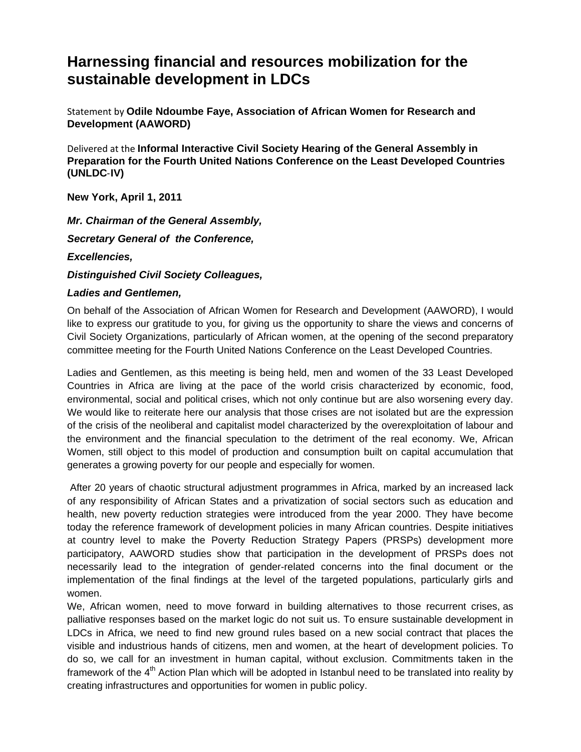# Harnessing financial and resources mobilization for the sustainable development in LDCs

Statement by **Odile Ndoumbe Faye, Association of African Women for Research and Development (AAWORD)**

Delivered at the **Informal Interactive Civil Society Hearing of the General Assembly in Preparation for the Fourth United Nations Conference on the Least Developed Countries (UNLDC-IV)**

**New York, April 1, 2011**

***Mr. Chairman of the General Assembly,***

***Secretary General of the Conference,***

***Excellencies,***

***Distinguished Civil Society Colleagues,***

***Ladies and Gentlemen,***

On behalf of the Association of African Women for Research and Development (AAWORD), I would like to express our gratitude to you, for giving us the opportunity to share the views and concerns of Civil Society Organizations, particularly of African women, at the opening of the second preparatory committee meeting for the Fourth United Nations Conference on the Least Developed Countries.

Ladies and Gentlemen, as this meeting is being held, men and women of the 33 Least Developed Countries in Africa are living at the pace of the world crisis characterized by economic, food, environmental, social and political crises, which not only continue but are also worsening every day. We would like to reiterate here our analysis that those crises are not isolated but are the expression of the crisis of the neoliberal and capitalist model characterized by the overexploitation of labour and the environment and the financial speculation to the detriment of the real economy. We, African Women, still object to this model of production and consumption built on capital accumulation that generates a growing poverty for our people and especially for women.

After 20 years of chaotic structural adjustment programmes in Africa, marked by an increased lack of any responsibility of African States and a privatization of social sectors such as education and health, new poverty reduction strategies were introduced from the year 2000. They have become today the reference framework of development policies in many African countries. Despite initiatives at country level to make the Poverty Reduction Strategy Papers (PRSPs) development more participatory, AAWORD studies show that participation in the development of PRSPs does not necessarily lead to the integration of gender-related concerns into the final document or the implementation of the final findings at the level of the targeted populations, particularly girls and women.

We, African women, need to move forward in building alternatives to those recurrent crises, as palliative responses based on the market logic do not suit us. To ensure sustainable development in LDCs in Africa, we need to find new ground rules based on a new social contract that places the visible and industrious hands of citizens, men and women, at the heart of development policies. To do so, we call for an investment in human capital, without exclusion. Commitments taken in the framework of the 4th Action Plan which will be adopted in Istanbul need to be translated into reality by creating infrastructures and opportunities for women in public policy.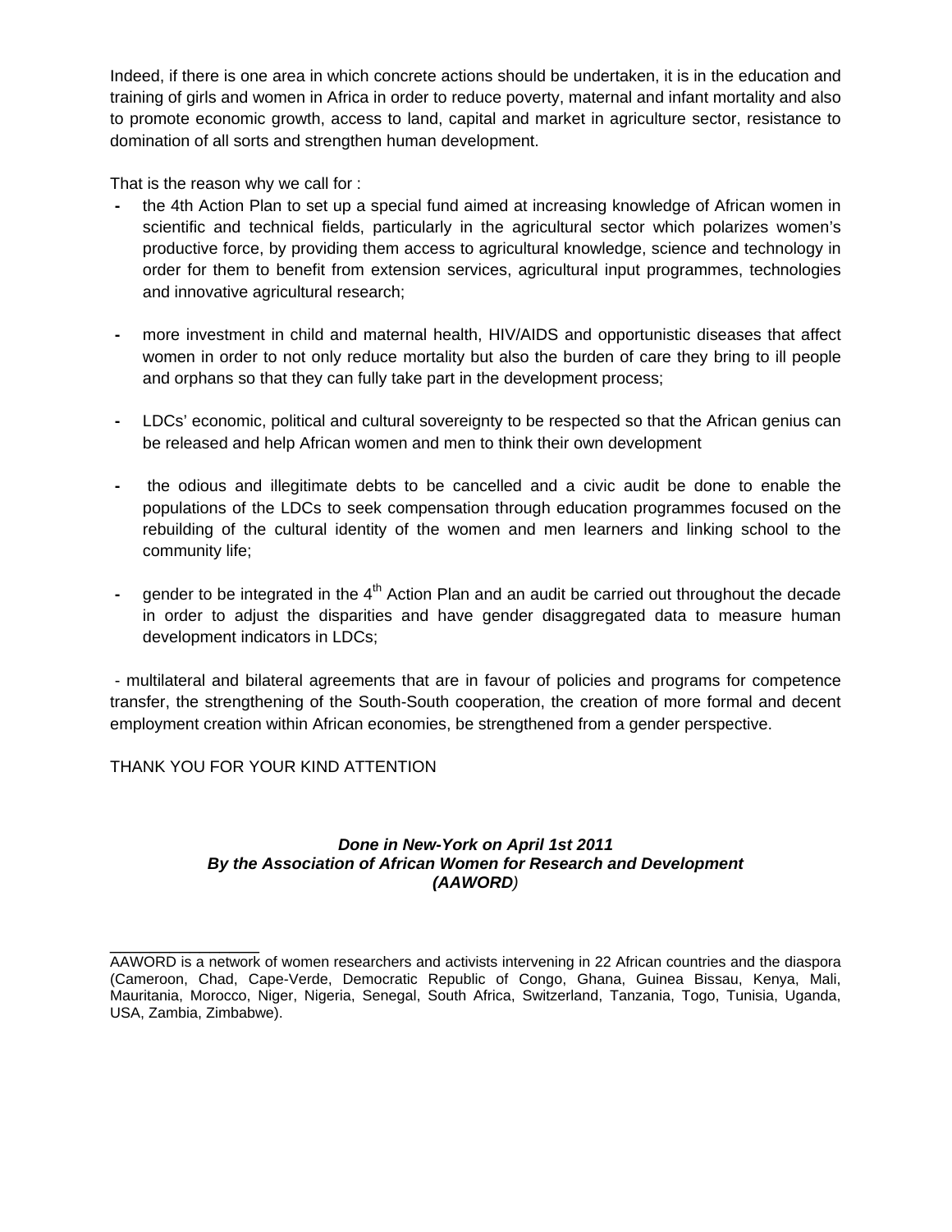Indeed, if there is one area in which concrete actions should be undertaken, it is in the education and training of girls and women in Africa in order to reduce poverty, maternal and infant mortality and also to promote economic growth, access to land, capital and market in agriculture sector, resistance to domination of all sorts and strengthen human development.

That is the reason why we call for :

- the 4th Action Plan to set up a special fund aimed at increasing knowledge of African women in scientific and technical fields, particularly in the agricultural sector which polarizes women's productive force, by providing them access to agricultural knowledge, science and technology in order for them to benefit from extension services, agricultural input programmes, technologies and innovative agricultural research;

- more investment in child and maternal health, HIV/AIDS and opportunistic diseases that affect women in order to not only reduce mortality but also the burden of care they bring to ill people and orphans so that they can fully take part in the development process;

- LDCs' economic, political and cultural sovereignty to be respected so that the African genius can be released and help African women and men to think their own development

- the odious and illegitimate debts to be cancelled and a civic audit be done to enable the populations of the LDCs to seek compensation through education programmes focused on the rebuilding of the cultural identity of the women and men learners and linking school to the community life;

- gender to be integrated in the 4th Action Plan and an audit be carried out throughout the decade in order to adjust the disparities and have gender disaggregated data to measure human development indicators in LDCs;

- multilateral and bilateral agreements that are in favour of policies and programs for competence transfer, the strengthening of the South-South cooperation, the creation of more formal and decent employment creation within African economies, be strengthened from a gender perspective.

THANK YOU FOR YOUR KIND ATTENTION

***Done in New-York on April 1st 2011***
***By the Association of African Women for Research and Development (AAWORD)***

---

AAWORD is a network of women researchers and activists intervening in 22 African countries and the diaspora (Cameroon, Chad, Cape-Verde, Democratic Republic of Congo, Ghana, Guinea Bissau, Kenya, Mali, Mauritania, Morocco, Niger, Nigeria, Senegal, South Africa, Switzerland, Tanzania, Togo, Tunisia, Uganda, USA, Zambia, Zimbabwe).